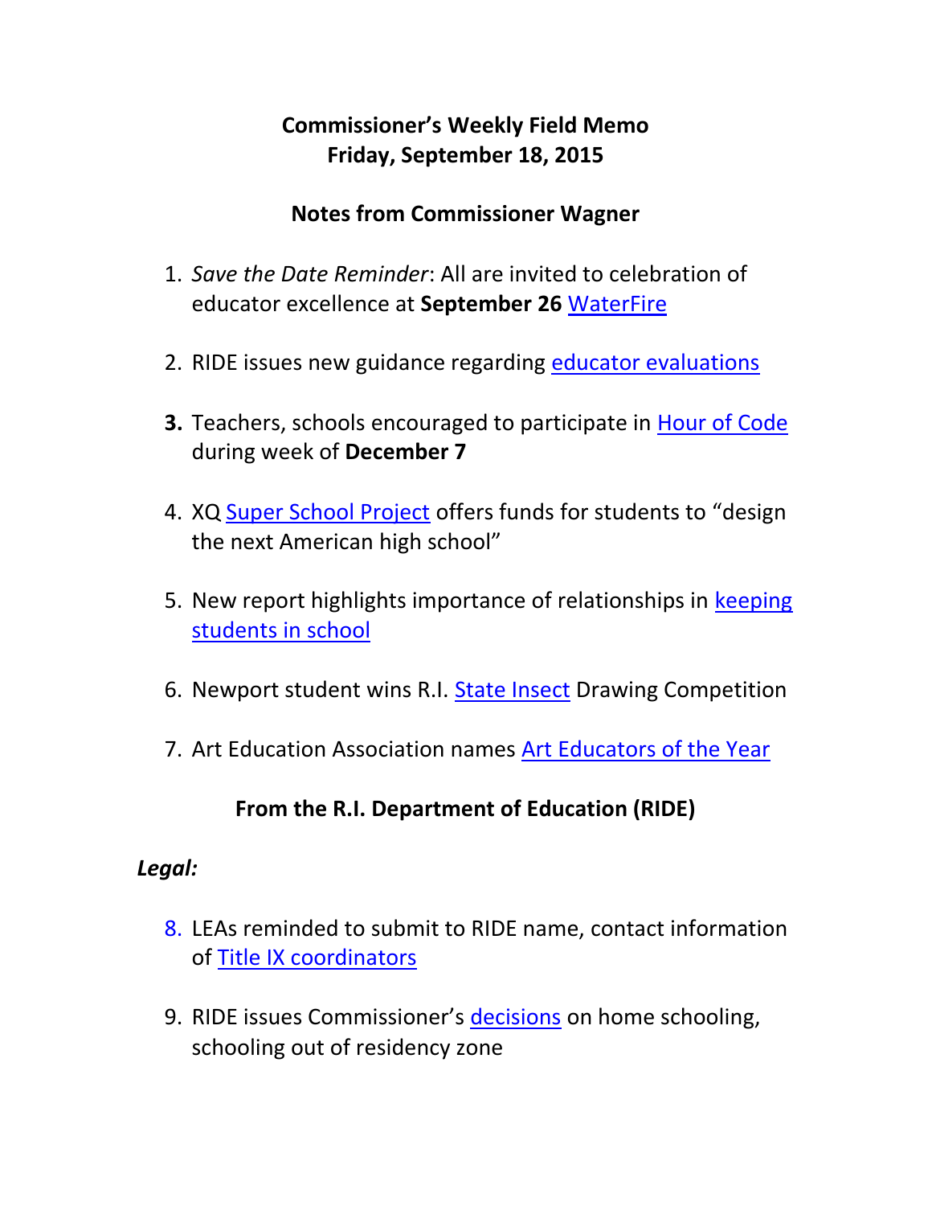# Commissioner's Weekly Field Memo
# Friday, September 18, 2015

## Notes from Commissioner Wagner

1. *Save the Date Reminder*: All are invited to celebration of educator excellence at **September 26** WaterFire

2. RIDE issues new guidance regarding educator evaluations

3. Teachers, schools encouraged to participate in Hour of Code during week of **December 7**

4. XQ Super School Project offers funds for students to "design the next American high school"

5. New report highlights importance of relationships in keeping students in school

6. Newport student wins R.I. State Insect Drawing Competition

7. Art Education Association names Art Educators of the Year

## From the R.I. Department of Education (RIDE)

***Legal:***

8. LEAs reminded to submit to RIDE name, contact information of Title IX coordinators

9. RIDE issues Commissioner's decisions on home schooling, schooling out of residency zone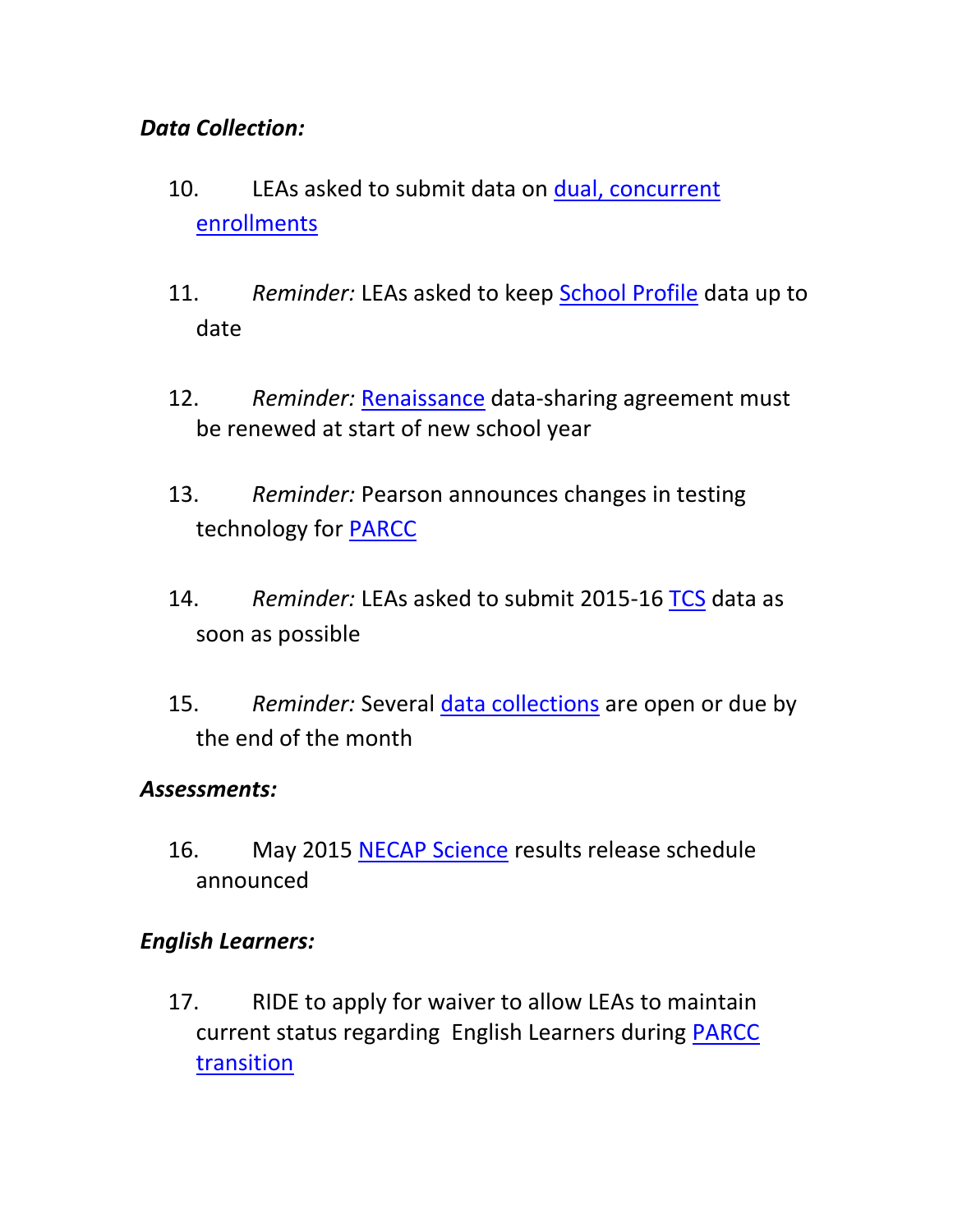***Data Collection:***

10. LEAs asked to submit data on dual, concurrent enrollments

11. *Reminder:* LEAs asked to keep School Profile data up to date

12. *Reminder:* Renaissance data-sharing agreement must be renewed at start of new school year

13. *Reminder:* Pearson announces changes in testing technology for PARCC

14. *Reminder:* LEAs asked to submit 2015-16 TCS data as soon as possible

15. *Reminder:* Several data collections are open or due by the end of the month

***Assessments:***

16. May 2015 NECAP Science results release schedule announced

***English Learners:***

17. RIDE to apply for waiver to allow LEAs to maintain current status regarding English Learners during PARCC transition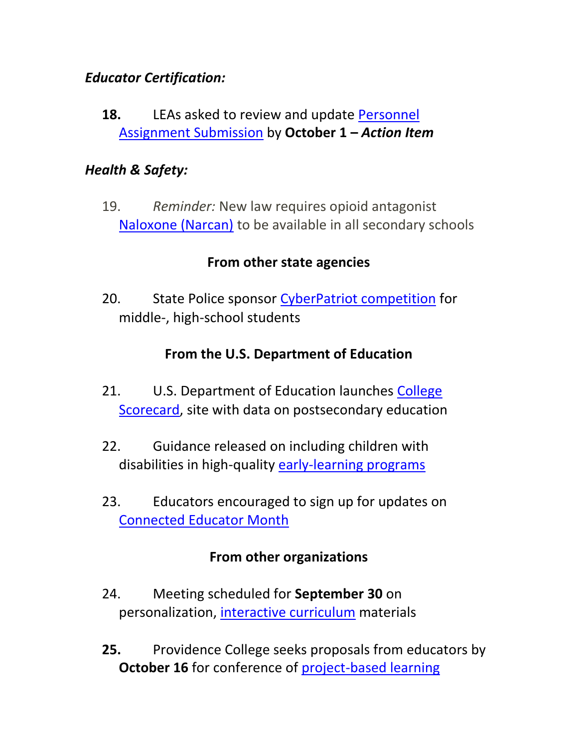***Educator Certification:***

**18.** LEAs asked to review and update Personnel Assignment Submission by **October 1 – *Action Item***

***Health & Safety:***

19. *Reminder:* New law requires opioid antagonist Naloxone (Narcan) to be available in all secondary schools

## From other state agencies

20. State Police sponsor CyberPatriot competition for middle-, high-school students

## From the U.S. Department of Education

21. U.S. Department of Education launches College Scorecard, site with data on postsecondary education

22. Guidance released on including children with disabilities in high-quality early-learning programs

23. Educators encouraged to sign up for updates on Connected Educator Month

## From other organizations

24. Meeting scheduled for **September 30** on personalization, interactive curriculum materials

**25.** Providence College seeks proposals from educators by **October 16** for conference of project-based learning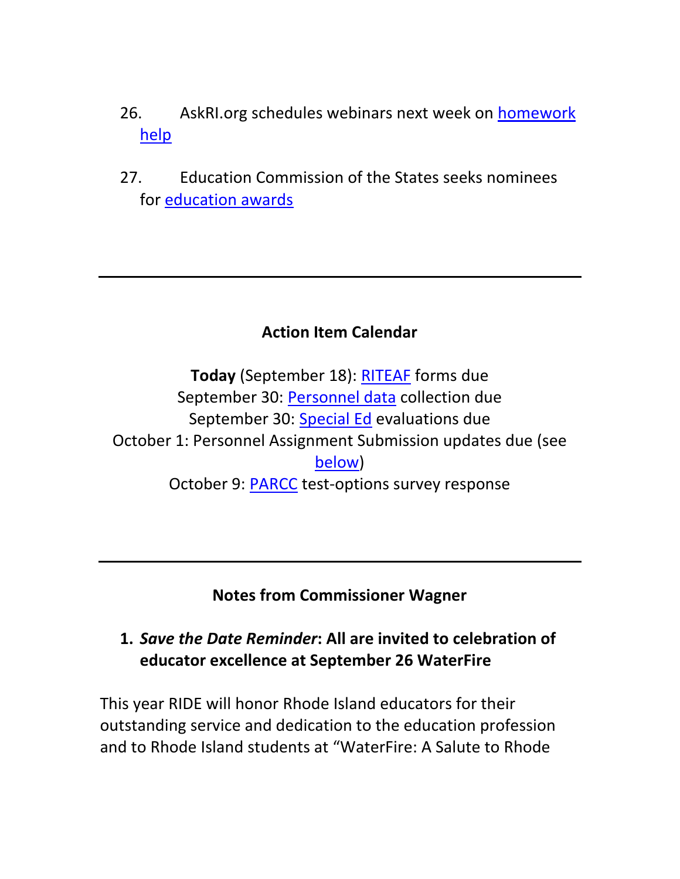26. AskRI.org schedules webinars next week on homework help

27. Education Commission of the States seeks nominees for education awards

---

**Action Item Calendar**

**Today** (September 18): RITEAF forms due
September 30: Personnel data collection due
September 30: Special Ed evaluations due
October 1: Personnel Assignment Submission updates due (see below)
October 9: PARCC test-options survey response

---

**Notes from Commissioner Wagner**

1. ***Save the Date Reminder*: All are invited to celebration of educator excellence at September 26 WaterFire**

This year RIDE will honor Rhode Island educators for their outstanding service and dedication to the education profession and to Rhode Island students at "WaterFire: A Salute to Rhode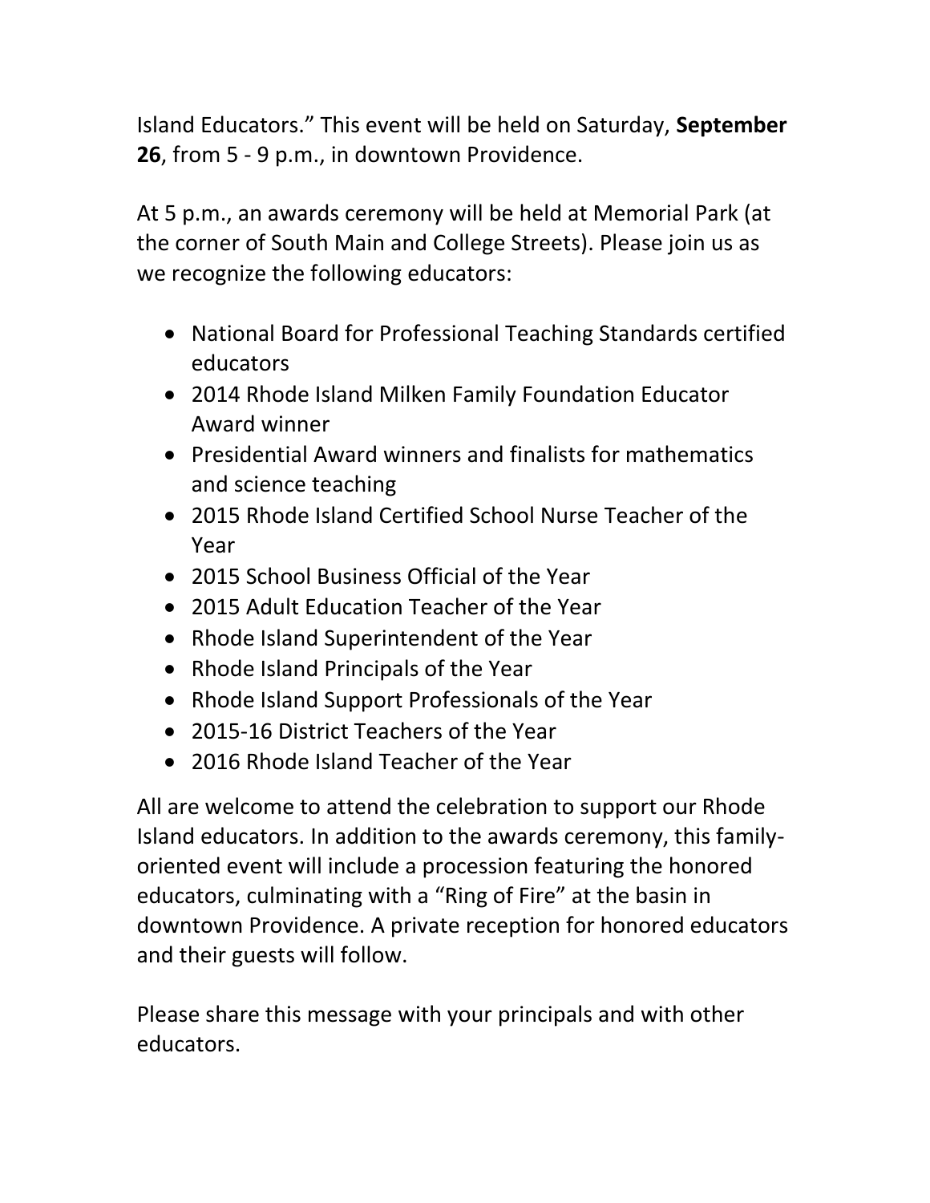Island Educators." This event will be held on Saturday, **September 26**, from 5 - 9 p.m., in downtown Providence.

At 5 p.m., an awards ceremony will be held at Memorial Park (at the corner of South Main and College Streets). Please join us as we recognize the following educators:

- National Board for Professional Teaching Standards certified educators
- 2014 Rhode Island Milken Family Foundation Educator Award winner
- Presidential Award winners and finalists for mathematics and science teaching
- 2015 Rhode Island Certified School Nurse Teacher of the Year
- 2015 School Business Official of the Year
- 2015 Adult Education Teacher of the Year
- Rhode Island Superintendent of the Year
- Rhode Island Principals of the Year
- Rhode Island Support Professionals of the Year
- 2015-16 District Teachers of the Year
- 2016 Rhode Island Teacher of the Year

All are welcome to attend the celebration to support our Rhode Island educators. In addition to the awards ceremony, this family-oriented event will include a procession featuring the honored educators, culminating with a "Ring of Fire" at the basin in downtown Providence. A private reception for honored educators and their guests will follow.

Please share this message with your principals and with other educators.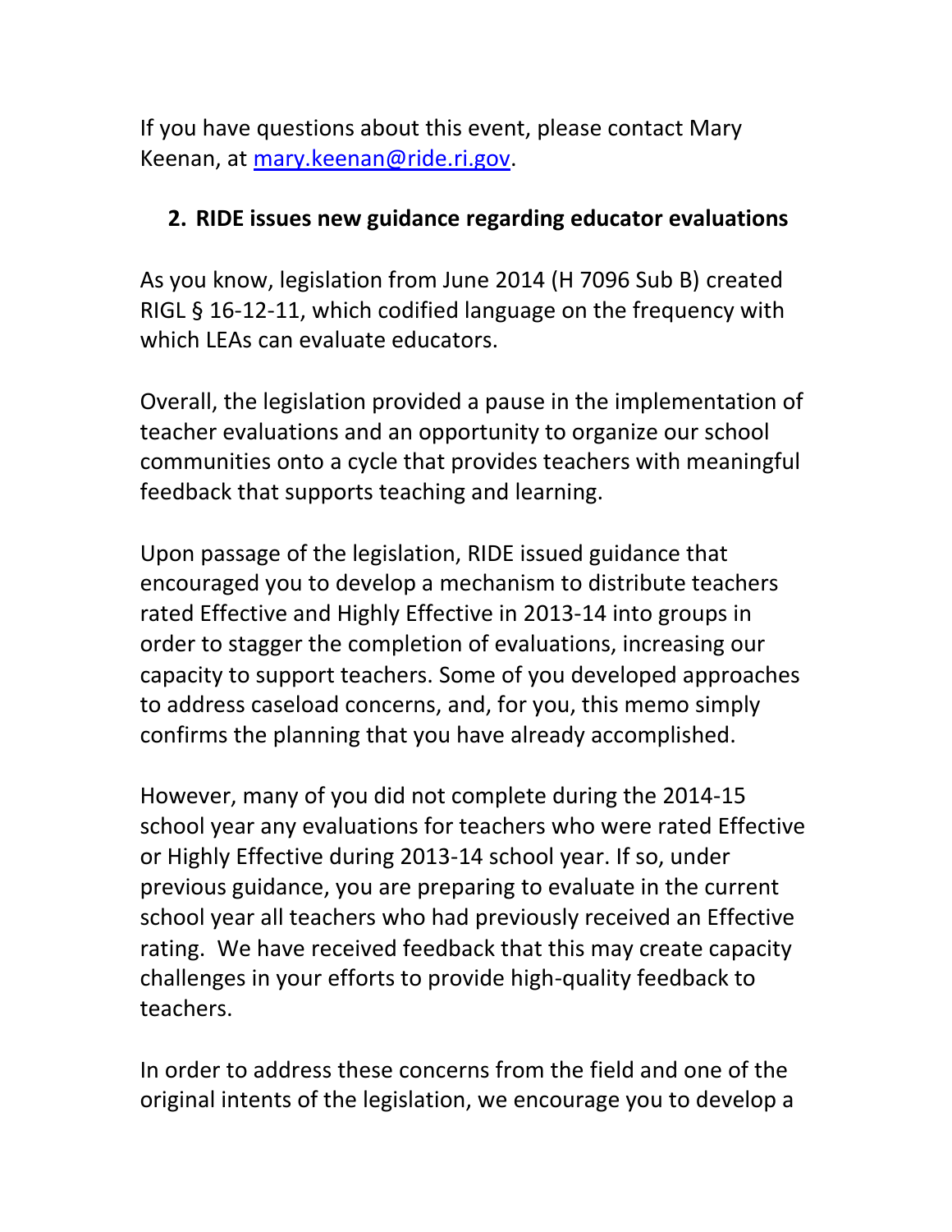If you have questions about this event, please contact Mary Keenan, at mary.keenan@ride.ri.gov.

**2. RIDE issues new guidance regarding educator evaluations**

As you know, legislation from June 2014 (H 7096 Sub B) created RIGL § 16-12-11, which codified language on the frequency with which LEAs can evaluate educators.

Overall, the legislation provided a pause in the implementation of teacher evaluations and an opportunity to organize our school communities onto a cycle that provides teachers with meaningful feedback that supports teaching and learning.

Upon passage of the legislation, RIDE issued guidance that encouraged you to develop a mechanism to distribute teachers rated Effective and Highly Effective in 2013-14 into groups in order to stagger the completion of evaluations, increasing our capacity to support teachers. Some of you developed approaches to address caseload concerns, and, for you, this memo simply confirms the planning that you have already accomplished.

However, many of you did not complete during the 2014-15 school year any evaluations for teachers who were rated Effective or Highly Effective during 2013-14 school year. If so, under previous guidance, you are preparing to evaluate in the current school year all teachers who had previously received an Effective rating. We have received feedback that this may create capacity challenges in your efforts to provide high-quality feedback to teachers.

In order to address these concerns from the field and one of the original intents of the legislation, we encourage you to develop a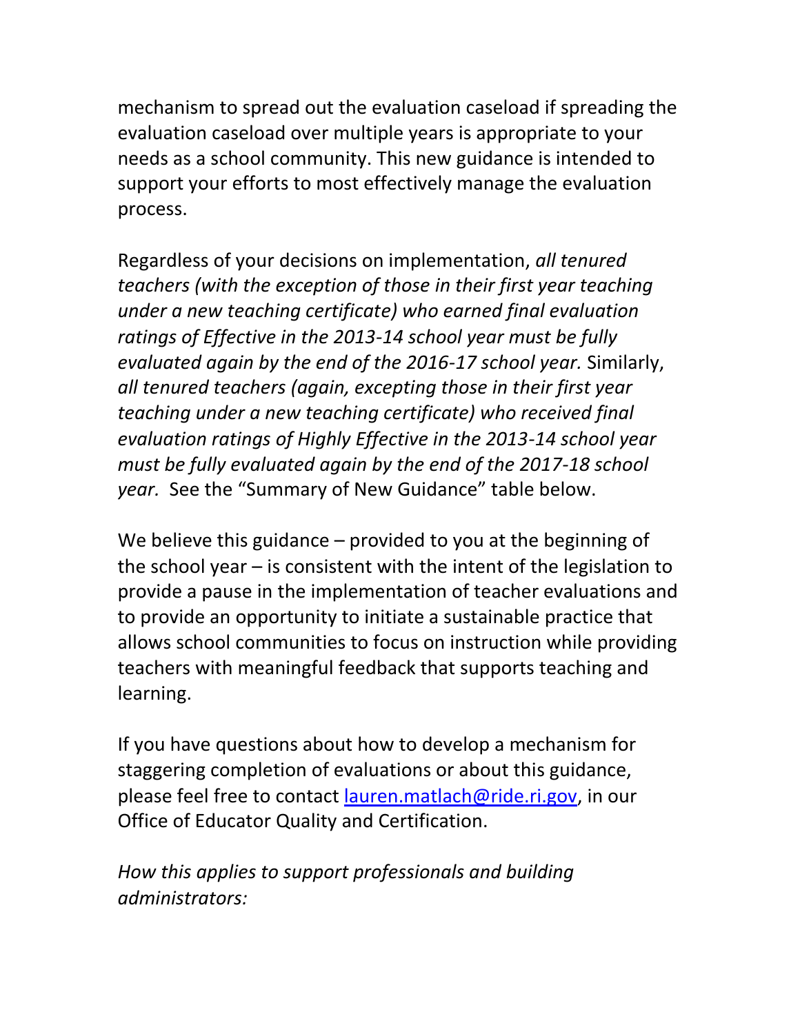mechanism to spread out the evaluation caseload if spreading the evaluation caseload over multiple years is appropriate to your needs as a school community. This new guidance is intended to support your efforts to most effectively manage the evaluation process.

Regardless of your decisions on implementation, *all tenured teachers (with the exception of those in their first year teaching under a new teaching certificate) who earned final evaluation ratings of Effective in the 2013-14 school year must be fully evaluated again by the end of the 2016-17 school year.* Similarly, *all tenured teachers (again, excepting those in their first year teaching under a new teaching certificate) who received final evaluation ratings of Highly Effective in the 2013-14 school year must be fully evaluated again by the end of the 2017-18 school year.* See the "Summary of New Guidance" table below.

We believe this guidance – provided to you at the beginning of the school year – is consistent with the intent of the legislation to provide a pause in the implementation of teacher evaluations and to provide an opportunity to initiate a sustainable practice that allows school communities to focus on instruction while providing teachers with meaningful feedback that supports teaching and learning.

If you have questions about how to develop a mechanism for staggering completion of evaluations or about this guidance, please feel free to contact lauren.matlach@ride.ri.gov, in our Office of Educator Quality and Certification.

*How this applies to support professionals and building administrators:*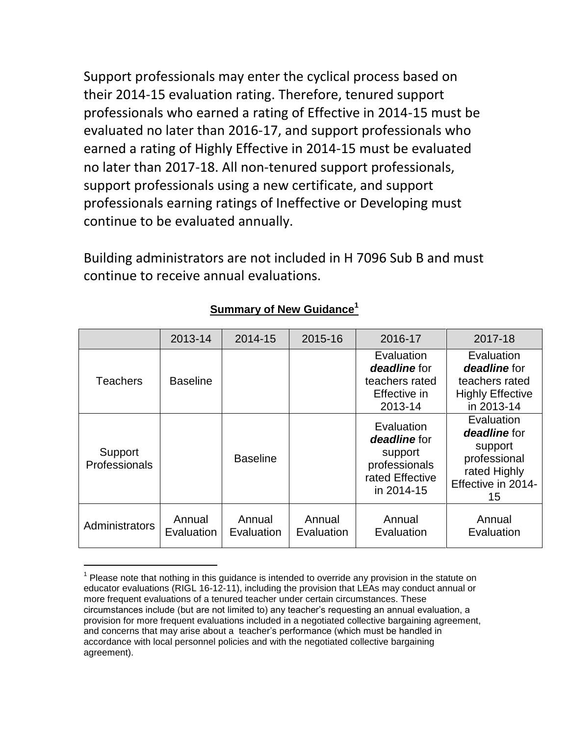Support professionals may enter the cyclical process based on their 2014-15 evaluation rating. Therefore, tenured support professionals who earned a rating of Effective in 2014-15 must be evaluated no later than 2016-17, and support professionals who earned a rating of Highly Effective in 2014-15 must be evaluated no later than 2017-18. All non-tenured support professionals, support professionals using a new certificate, and support professionals earning ratings of Ineffective or Developing must continue to be evaluated annually.

Building administrators are not included in H 7096 Sub B and must continue to receive annual evaluations.

**Summary of New Guidance[1]**

| | 2013-14 | 2014-15 | 2015-16 | 2016-17 | 2017-18 |
|---|---|---|---|---|---|
| Teachers | Baseline | | | Evaluation ***deadline*** for teachers rated Effective in 2013-14 | Evaluation ***deadline*** for teachers rated Highly Effective in 2013-14 |
| Support Professionals | | Baseline | | Evaluation ***deadline*** for support professionals rated Effective in 2014-15 | Evaluation ***deadline*** for support professional rated Highly Effective in 2014-15 |
| Administrators | Annual Evaluation | Annual Evaluation | Annual Evaluation | Annual Evaluation | Annual Evaluation |

[1] Please note that nothing in this guidance is intended to override any provision in the statute on educator evaluations (RIGL 16-12-11), including the provision that LEAs may conduct annual or more frequent evaluations of a tenured teacher under certain circumstances. These circumstances include (but are not limited to) any teacher's requesting an annual evaluation, a provision for more frequent evaluations included in a negotiated collective bargaining agreement, and concerns that may arise about a teacher's performance (which must be handled in accordance with local personnel policies and with the negotiated collective bargaining agreement).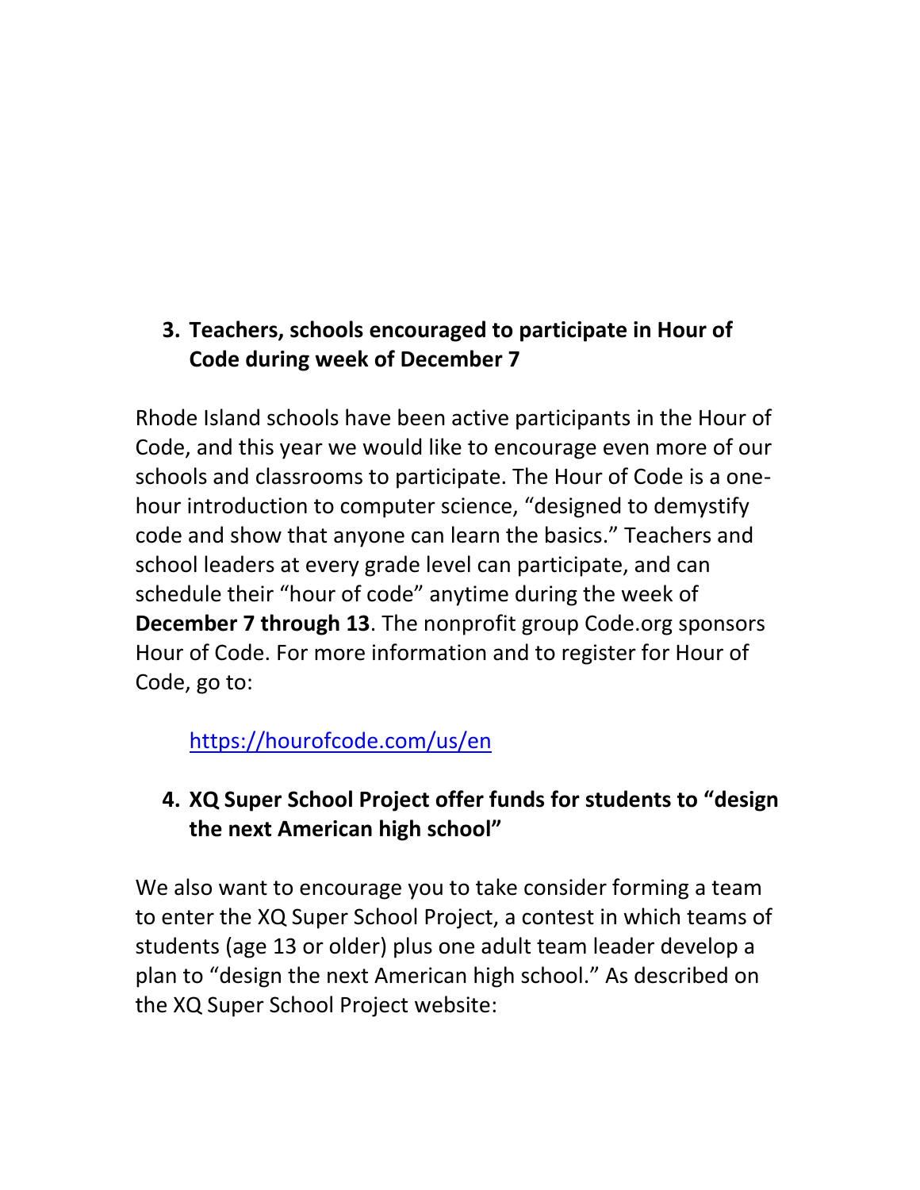### 3. Teachers, schools encouraged to participate in Hour of Code during week of December 7

Rhode Island schools have been active participants in the Hour of Code, and this year we would like to encourage even more of our schools and classrooms to participate. The Hour of Code is a one-hour introduction to computer science, "designed to demystify code and show that anyone can learn the basics." Teachers and school leaders at every grade level can participate, and can schedule their "hour of code" anytime during the week of **December 7 through 13**. The nonprofit group Code.org sponsors Hour of Code. For more information and to register for Hour of Code, go to:

https://hourofcode.com/us/en

### 4. XQ Super School Project offer funds for students to "design the next American high school"

We also want to encourage you to take consider forming a team to enter the XQ Super School Project, a contest in which teams of students (age 13 or older) plus one adult team leader develop a plan to "design the next American high school." As described on the XQ Super School Project website: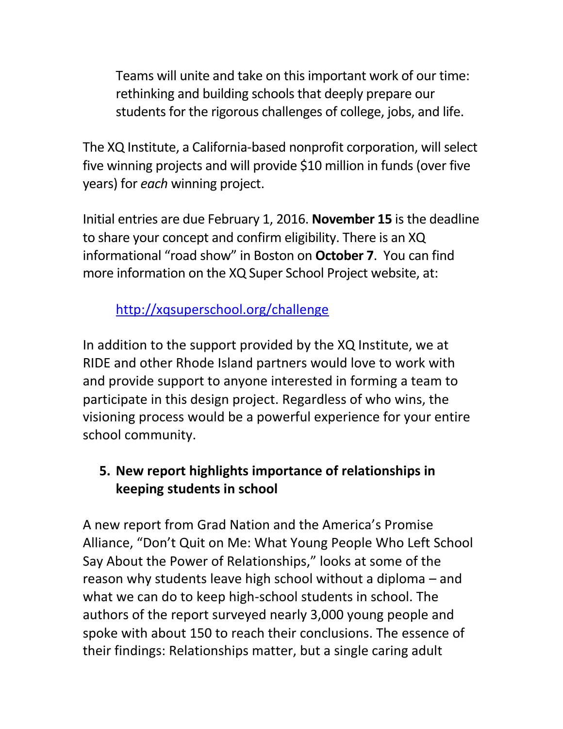> Teams will unite and take on this important work of our time: rethinking and building schools that deeply prepare our students for the rigorous challenges of college, jobs, and life.

The XQ Institute, a California-based nonprofit corporation, will select five winning projects and will provide $10 million in funds (over five years) for *each* winning project.

Initial entries are due February 1, 2016. **November 15** is the deadline to share your concept and confirm eligibility. There is an XQ informational "road show" in Boston on **October 7**. You can find more information on the XQ Super School Project website, at:

> http://xqsuperschool.org/challenge

In addition to the support provided by the XQ Institute, we at RIDE and other Rhode Island partners would love to work with and provide support to anyone interested in forming a team to participate in this design project. Regardless of who wins, the visioning process would be a powerful experience for your entire school community.

## 5. New report highlights importance of relationships in keeping students in school

A new report from Grad Nation and the America's Promise Alliance, "Don't Quit on Me: What Young People Who Left School Say About the Power of Relationships," looks at some of the reason why students leave high school without a diploma – and what we can do to keep high-school students in school. The authors of the report surveyed nearly 3,000 young people and spoke with about 150 to reach their conclusions. The essence of their findings: Relationships matter, but a single caring adult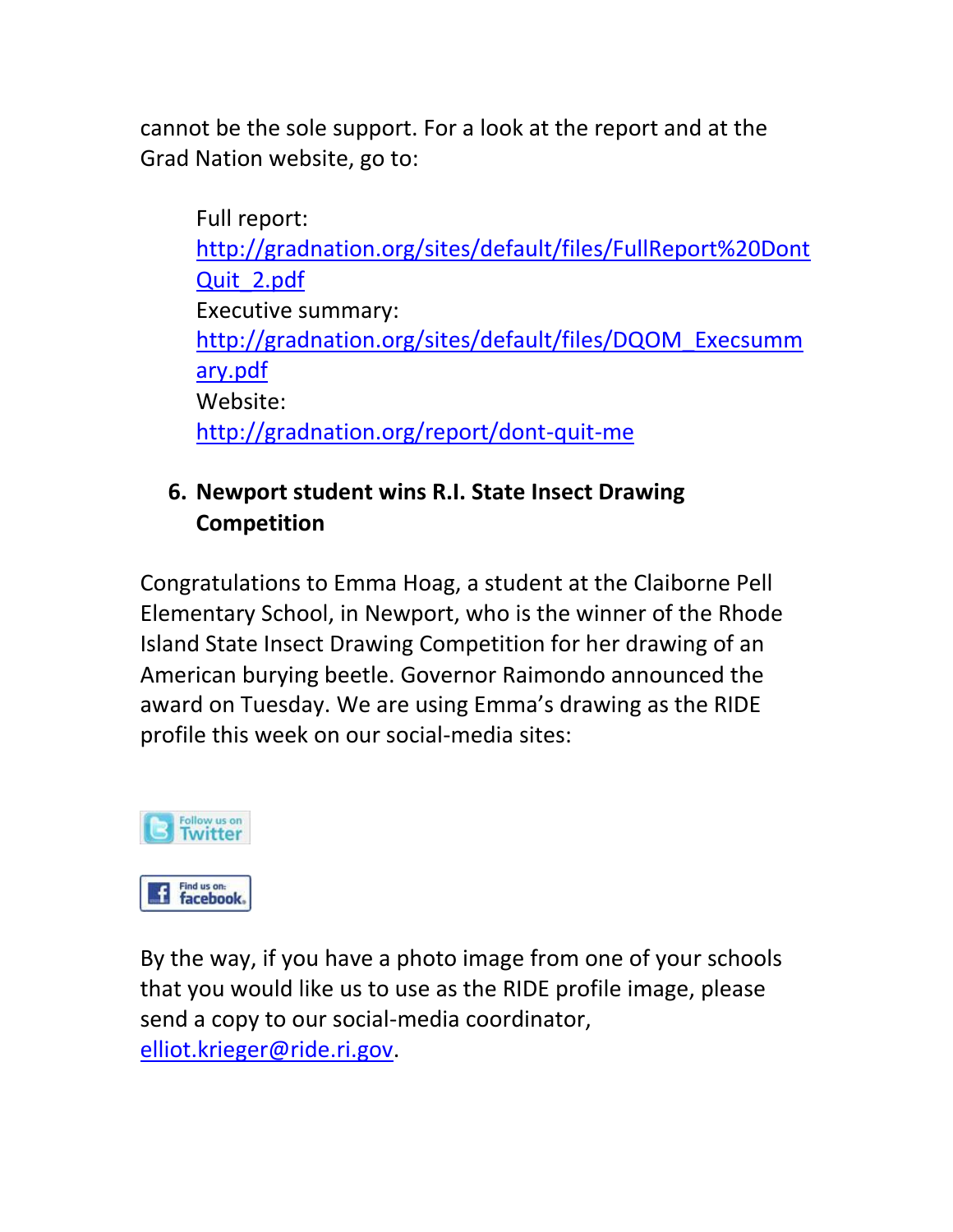cannot be the sole support. For a look at the report and at the Grad Nation website, go to:

> Full report:
> http://gradnation.org/sites/default/files/FullReport%20DontQuit_2.pdf
> Executive summary:
> http://gradnation.org/sites/default/files/DQOM_Execsummary.pdf
> Website:
> http://gradnation.org/report/dont-quit-me

6. **Newport student wins R.I. State Insect Drawing Competition**

Congratulations to Emma Hoag, a student at the Claiborne Pell Elementary School, in Newport, who is the winner of the Rhode Island State Insect Drawing Competition for her drawing of an American burying beetle. Governor Raimondo announced the award on Tuesday. We are using Emma's drawing as the RIDE profile this week on our social-media sites:

Follow us on Twitter

Find us on: facebook

By the way, if you have a photo image from one of your schools that you would like us to use as the RIDE profile image, please send a copy to our social-media coordinator, elliot.krieger@ride.ri.gov.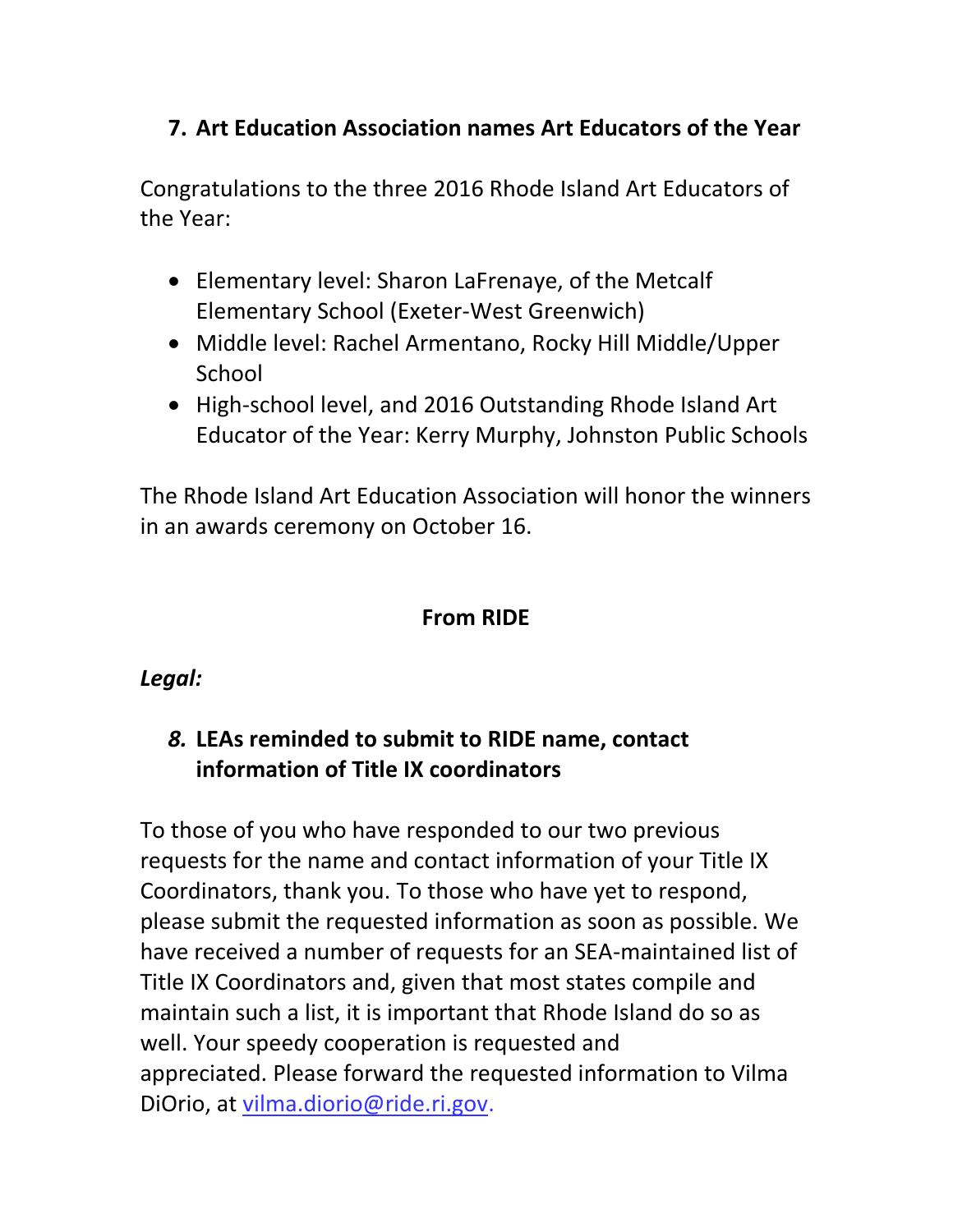### 7. Art Education Association names Art Educators of the Year

Congratulations to the three 2016 Rhode Island Art Educators of the Year:

- Elementary level: Sharon LaFrenaye, of the Metcalf Elementary School (Exeter-West Greenwich)
- Middle level: Rachel Armentano, Rocky Hill Middle/Upper School
- High-school level, and 2016 Outstanding Rhode Island Art Educator of the Year: Kerry Murphy, Johnston Public Schools

The Rhode Island Art Education Association will honor the winners in an awards ceremony on October 16.

## From RIDE

***Legal:***

### *8.* LEAs reminded to submit to RIDE name, contact information of Title IX coordinators

To those of you who have responded to our two previous requests for the name and contact information of your Title IX Coordinators, thank you. To those who have yet to respond, please submit the requested information as soon as possible. We have received a number of requests for an SEA-maintained list of Title IX Coordinators and, given that most states compile and maintain such a list, it is important that Rhode Island do so as well. Your speedy cooperation is requested and appreciated. Please forward the requested information to Vilma DiOrio, at vilma.diorio@ride.ri.gov.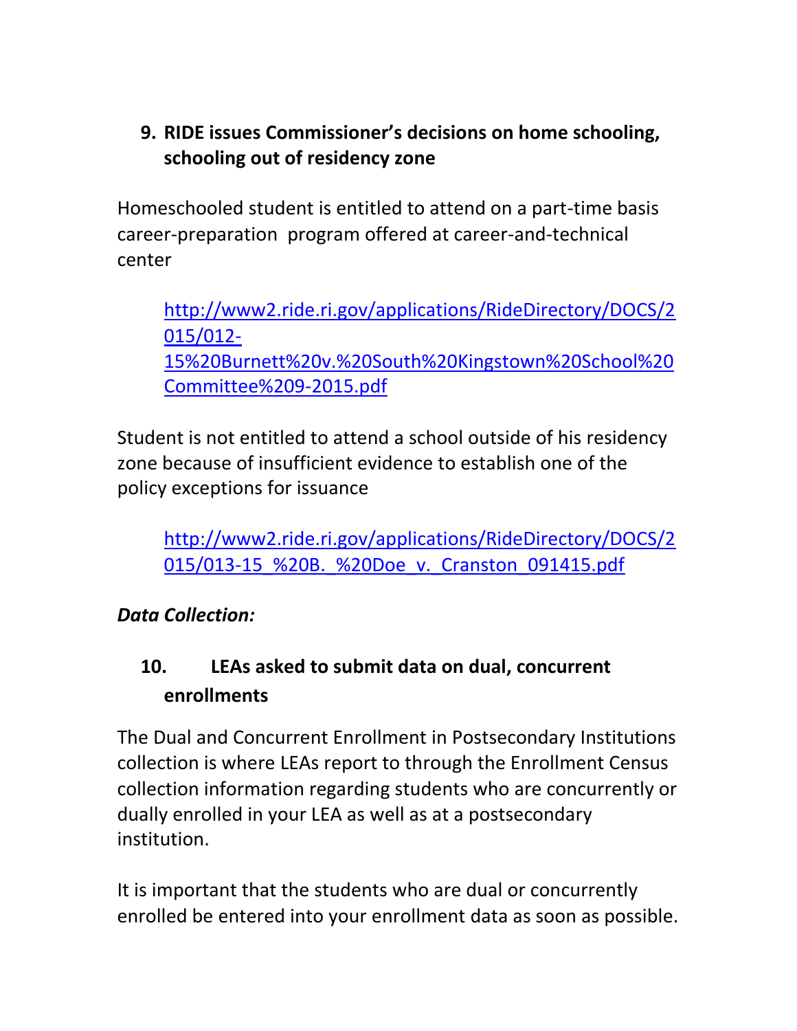**9. RIDE issues Commissioner's decisions on home schooling, schooling out of residency zone**

Homeschooled student is entitled to attend on a part-time basis career-preparation program offered at career-and-technical center

[http://www2.ride.ri.gov/applications/RideDirectory/DOCS/2015/012-15%20Burnett%20v.%20South%20Kingstown%20School%20Committee%209-2015.pdf](http://www2.ride.ri.gov/applications/RideDirectory/DOCS/2015/012-15%20Burnett%20v.%20South%20Kingstown%20School%20Committee%209-2015.pdf)

Student is not entitled to attend a school outside of his residency zone because of insufficient evidence to establish one of the policy exceptions for issuance

[http://www2.ride.ri.gov/applications/RideDirectory/DOCS/2015/013-15_%20B._%20Doe_v._Cranston_091415.pdf](http://www2.ride.ri.gov/applications/RideDirectory/DOCS/2015/013-15_%20B._%20Doe_v._Cranston_091415.pdf)

***Data Collection:***

**10. LEAs asked to submit data on dual, concurrent enrollments**

The Dual and Concurrent Enrollment in Postsecondary Institutions collection is where LEAs report to through the Enrollment Census collection information regarding students who are concurrently or dually enrolled in your LEA as well as at a postsecondary institution.

It is important that the students who are dual or concurrently enrolled be entered into your enrollment data as soon as possible.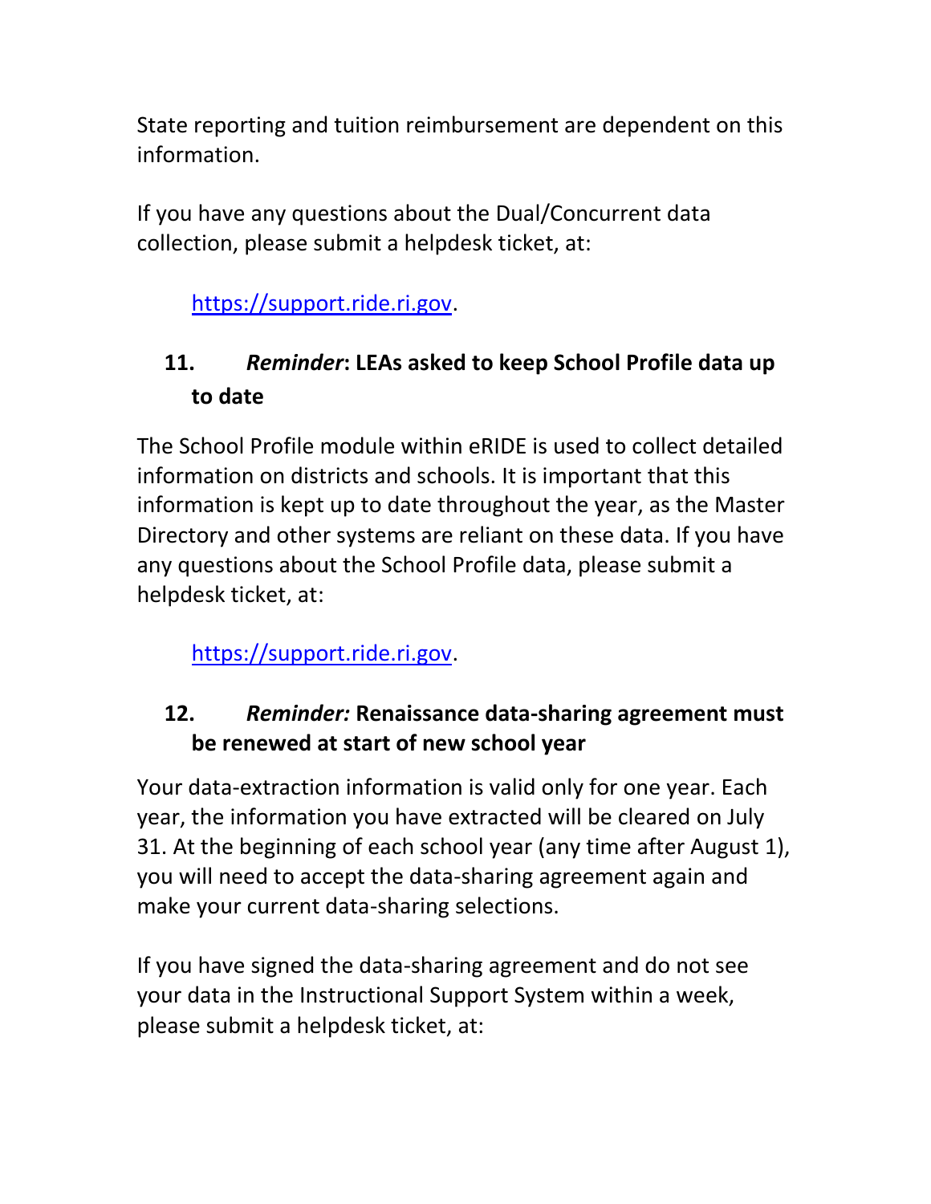State reporting and tuition reimbursement are dependent on this information.

If you have any questions about the Dual/Concurrent data collection, please submit a helpdesk ticket, at:

https://support.ride.ri.gov.

## 11. *Reminder*: LEAs asked to keep School Profile data up to date

The School Profile module within eRIDE is used to collect detailed information on districts and schools. It is important that this information is kept up to date throughout the year, as the Master Directory and other systems are reliant on these data. If you have any questions about the School Profile data, please submit a helpdesk ticket, at:

https://support.ride.ri.gov.

## 12. *Reminder:* Renaissance data-sharing agreement must be renewed at start of new school year

Your data-extraction information is valid only for one year. Each year, the information you have extracted will be cleared on July 31. At the beginning of each school year (any time after August 1), you will need to accept the data-sharing agreement again and make your current data-sharing selections.

If you have signed the data-sharing agreement and do not see your data in the Instructional Support System within a week, please submit a helpdesk ticket, at: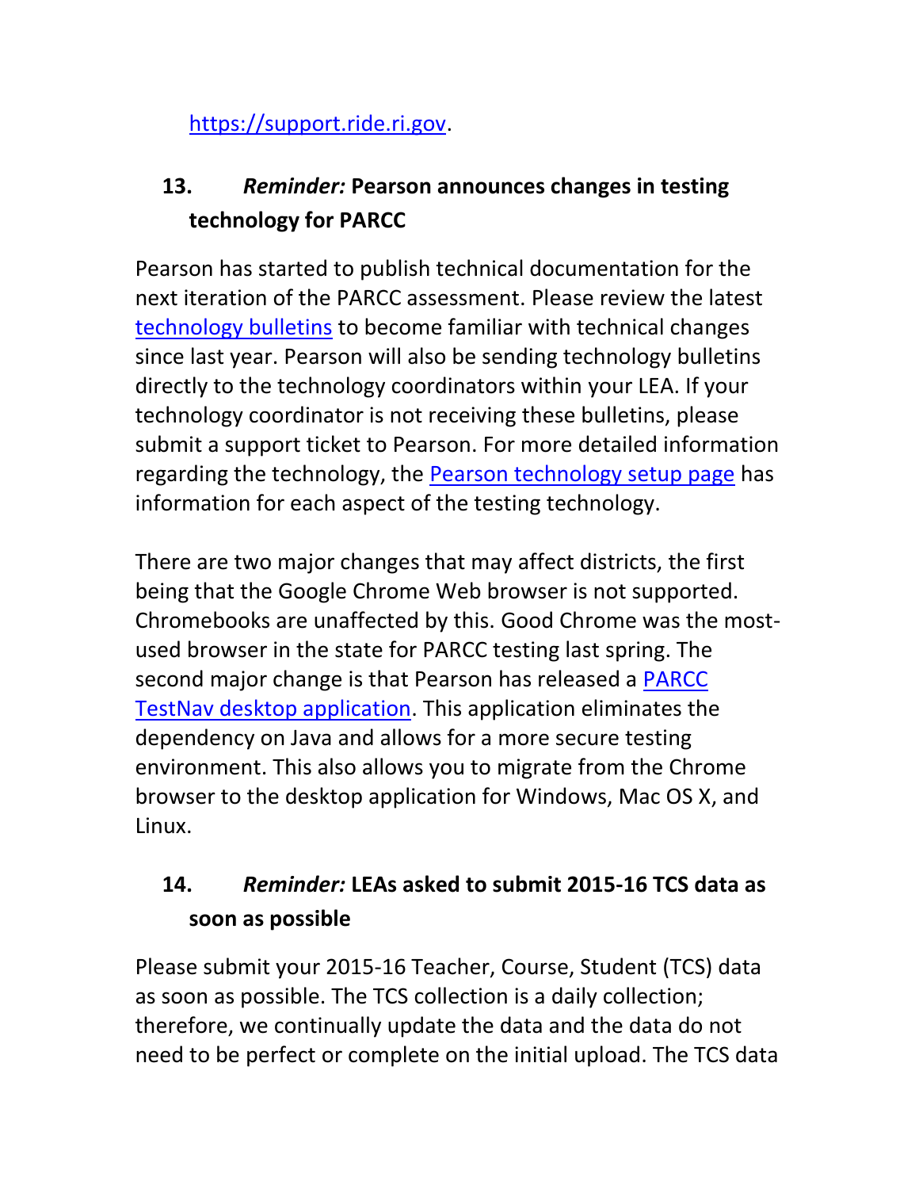[https://support.ride.ri.gov](https://support.ride.ri.gov).

### 13. *Reminder:* Pearson announces changes in testing technology for PARCC

Pearson has started to publish technical documentation for the next iteration of the PARCC assessment. Please review the latest [technology bulletins](technology bulletins) to become familiar with technical changes since last year. Pearson will also be sending technology bulletins directly to the technology coordinators within your LEA. If your technology coordinator is not receiving these bulletins, please submit a support ticket to Pearson. For more detailed information regarding the technology, the [Pearson technology setup page](Pearson technology setup page) has information for each aspect of the testing technology.

There are two major changes that may affect districts, the first being that the Google Chrome Web browser is not supported. Chromebooks are unaffected by this. Good Chrome was the most-used browser in the state for PARCC testing last spring. The second major change is that Pearson has released a [PARCC TestNav desktop application](PARCC TestNav desktop application). This application eliminates the dependency on Java and allows for a more secure testing environment. This also allows you to migrate from the Chrome browser to the desktop application for Windows, Mac OS X, and Linux.

### 14. *Reminder:* LEAs asked to submit 2015-16 TCS data as soon as possible

Please submit your 2015-16 Teacher, Course, Student (TCS) data as soon as possible. The TCS collection is a daily collection; therefore, we continually update the data and the data do not need to be perfect or complete on the initial upload. The TCS data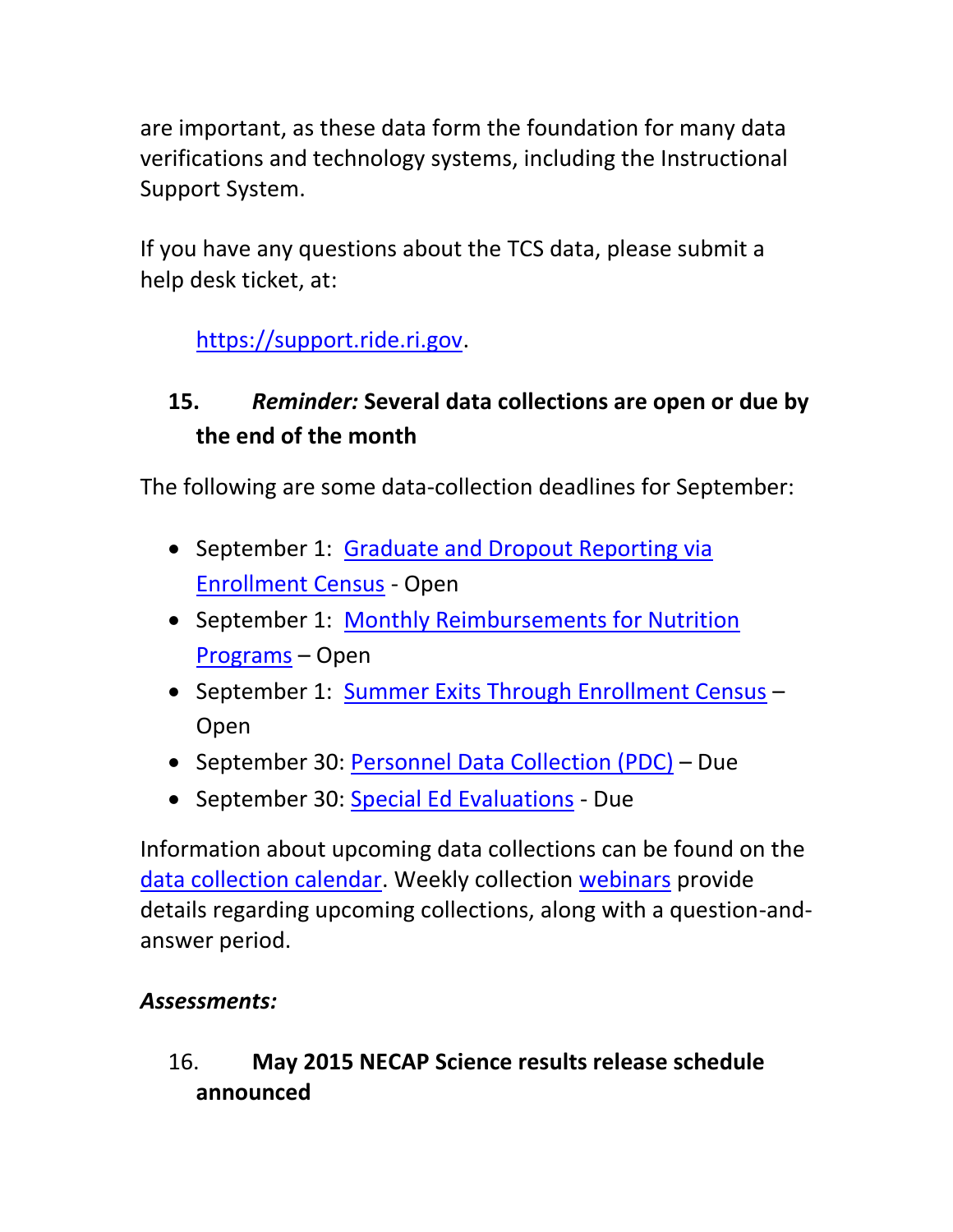are important, as these data form the foundation for many data verifications and technology systems, including the Instructional Support System.

If you have any questions about the TCS data, please submit a help desk ticket, at:

https://support.ride.ri.gov.

### 15. *Reminder:* Several data collections are open or due by the end of the month

The following are some data-collection deadlines for September:

- September 1: Graduate and Dropout Reporting via Enrollment Census - Open
- September 1: Monthly Reimbursements for Nutrition Programs – Open
- September 1: Summer Exits Through Enrollment Census – Open
- September 30: Personnel Data Collection (PDC) – Due
- September 30: Special Ed Evaluations - Due

Information about upcoming data collections can be found on the data collection calendar. Weekly collection webinars provide details regarding upcoming collections, along with a question-and-answer period.

***Assessments:***

### 16. May 2015 NECAP Science results release schedule announced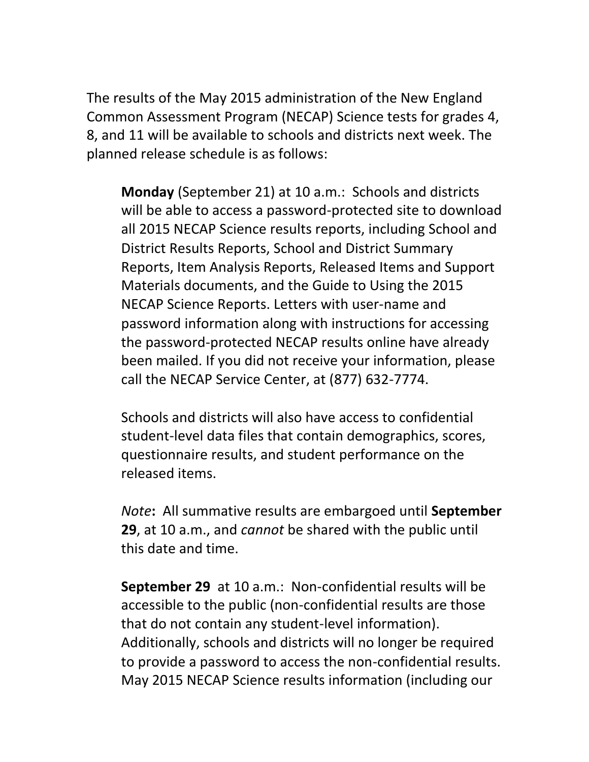The results of the May 2015 administration of the New England Common Assessment Program (NECAP) Science tests for grades 4, 8, and 11 will be available to schools and districts next week. The planned release schedule is as follows:

> **Monday** (September 21) at 10 a.m.: Schools and districts will be able to access a password-protected site to download all 2015 NECAP Science results reports, including School and District Results Reports, School and District Summary Reports, Item Analysis Reports, Released Items and Support Materials documents, and the Guide to Using the 2015 NECAP Science Reports. Letters with user-name and password information along with instructions for accessing the password-protected NECAP results online have already been mailed. If you did not receive your information, please call the NECAP Service Center, at (877) 632-7774.
>
> Schools and districts will also have access to confidential student-level data files that contain demographics, scores, questionnaire results, and student performance on the released items.
>
> *Note***:** All summative results are embargoed until **September 29**, at 10 a.m., and *cannot* be shared with the public until this date and time.
>
> **September 29** at 10 a.m.: Non-confidential results will be accessible to the public (non-confidential results are those that do not contain any student-level information). Additionally, schools and districts will no longer be required to provide a password to access the non-confidential results. May 2015 NECAP Science results information (including our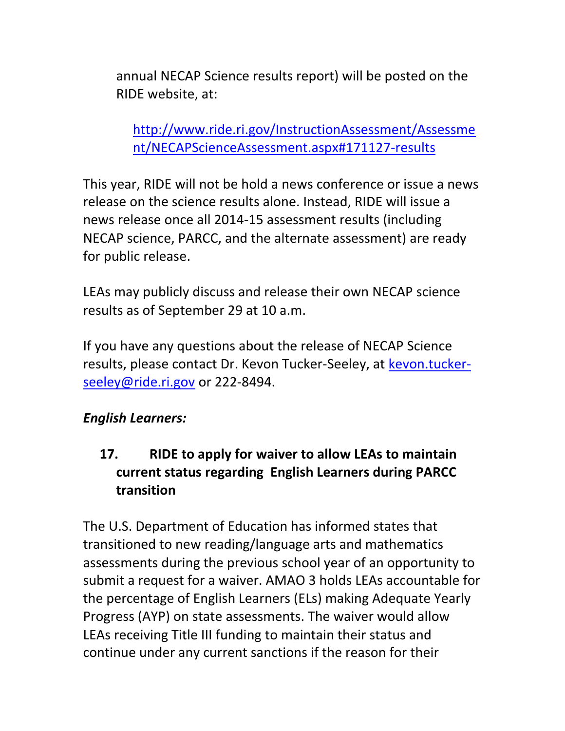annual NECAP Science results report) will be posted on the RIDE website, at:

> [http://www.ride.ri.gov/InstructionAssessment/Assessment/NECAPScienceAssessment.aspx#171127-results](http://www.ride.ri.gov/InstructionAssessment/Assessment/NECAPScienceAssessment.aspx#171127-results)

This year, RIDE will not be hold a news conference or issue a news release on the science results alone. Instead, RIDE will issue a news release once all 2014-15 assessment results (including NECAP science, PARCC, and the alternate assessment) are ready for public release.

LEAs may publicly discuss and release their own NECAP science results as of September 29 at 10 a.m.

If you have any questions about the release of NECAP Science results, please contact Dr. Kevon Tucker-Seeley, at [kevon.tucker-seeley@ride.ri.gov](mailto:kevon.tucker-seeley@ride.ri.gov) or 222-8494.

*English Learners:*

**17. RIDE to apply for waiver to allow LEAs to maintain current status regarding English Learners during PARCC transition**

The U.S. Department of Education has informed states that transitioned to new reading/language arts and mathematics assessments during the previous school year of an opportunity to submit a request for a waiver. AMAO 3 holds LEAs accountable for the percentage of English Learners (ELs) making Adequate Yearly Progress (AYP) on state assessments. The waiver would allow LEAs receiving Title III funding to maintain their status and continue under any current sanctions if the reason for their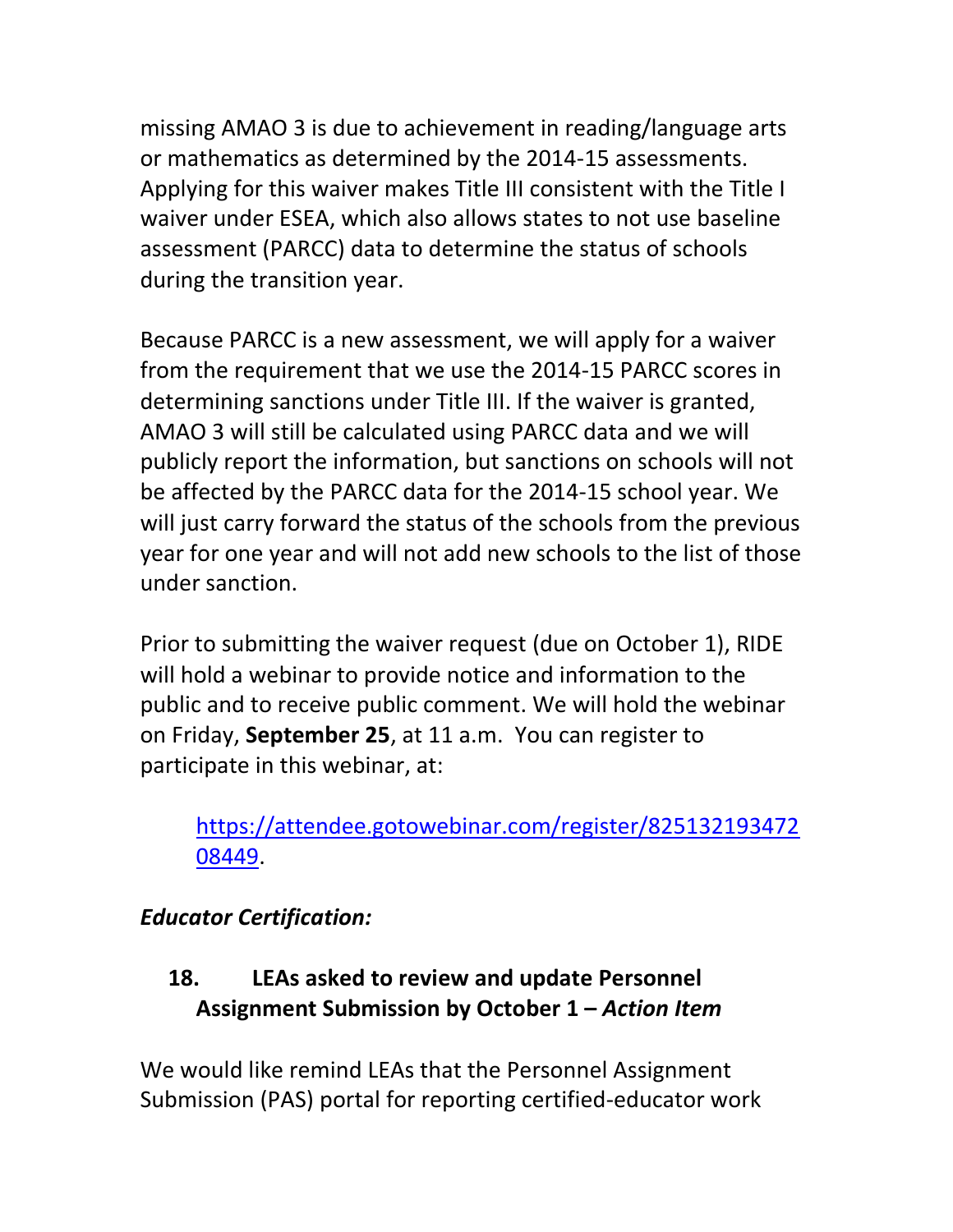missing AMAO 3 is due to achievement in reading/language arts or mathematics as determined by the 2014-15 assessments. Applying for this waiver makes Title III consistent with the Title I waiver under ESEA, which also allows states to not use baseline assessment (PARCC) data to determine the status of schools during the transition year.

Because PARCC is a new assessment, we will apply for a waiver from the requirement that we use the 2014-15 PARCC scores in determining sanctions under Title III. If the waiver is granted, AMAO 3 will still be calculated using PARCC data and we will publicly report the information, but sanctions on schools will not be affected by the PARCC data for the 2014-15 school year. We will just carry forward the status of the schools from the previous year for one year and will not add new schools to the list of those under sanction.

Prior to submitting the waiver request (due on October 1), RIDE will hold a webinar to provide notice and information to the public and to receive public comment. We will hold the webinar on Friday, **September 25**, at 11 a.m. You can register to participate in this webinar, at:

> https://attendee.gotowebinar.com/register/82513219347208449.

***Educator Certification:***

**18. LEAs asked to review and update Personnel Assignment Submission by October 1 – *Action Item***

We would like remind LEAs that the Personnel Assignment Submission (PAS) portal for reporting certified-educator work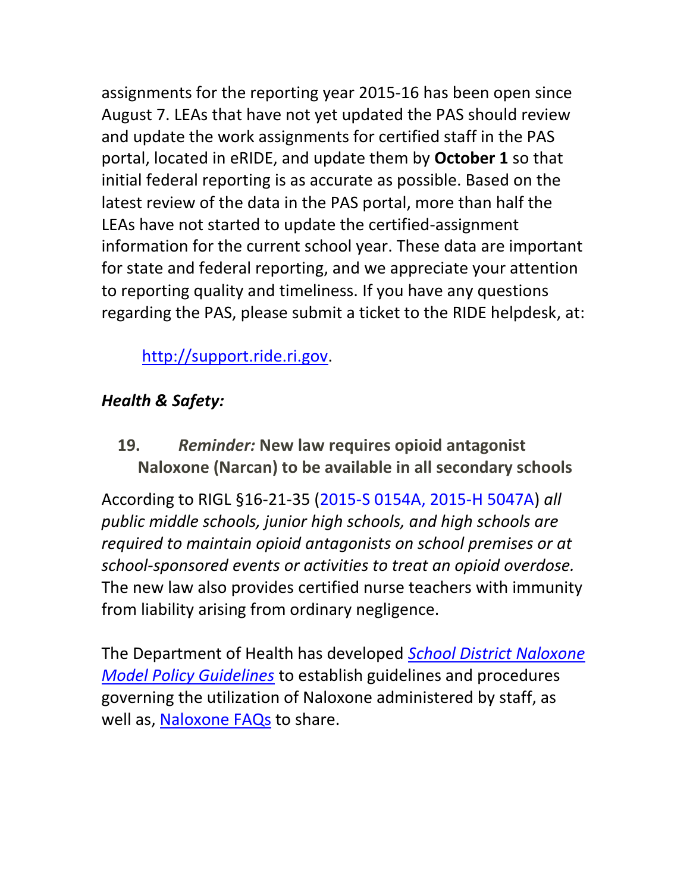assignments for the reporting year 2015-16 has been open since August 7. LEAs that have not yet updated the PAS should review and update the work assignments for certified staff in the PAS portal, located in eRIDE, and update them by **October 1** so that initial federal reporting is as accurate as possible. Based on the latest review of the data in the PAS portal, more than half the LEAs have not started to update the certified-assignment information for the current school year. These data are important for state and federal reporting, and we appreciate your attention to reporting quality and timeliness. If you have any questions regarding the PAS, please submit a ticket to the RIDE helpdesk, at:

http://support.ride.ri.gov.

***Health & Safety:***

### 19. *Reminder:* New law requires opioid antagonist Naloxone (Narcan) to be available in all secondary schools

According to RIGL §16-21-35 (2015-S 0154A, 2015-H 5047A) *all public middle schools, junior high schools, and high schools are required to maintain opioid antagonists on school premises or at school-sponsored events or activities to treat an opioid overdose.* The new law also provides certified nurse teachers with immunity from liability arising from ordinary negligence.

The Department of Health has developed *School District Naloxone Model Policy Guidelines* to establish guidelines and procedures governing the utilization of Naloxone administered by staff, as well as, Naloxone FAQs to share.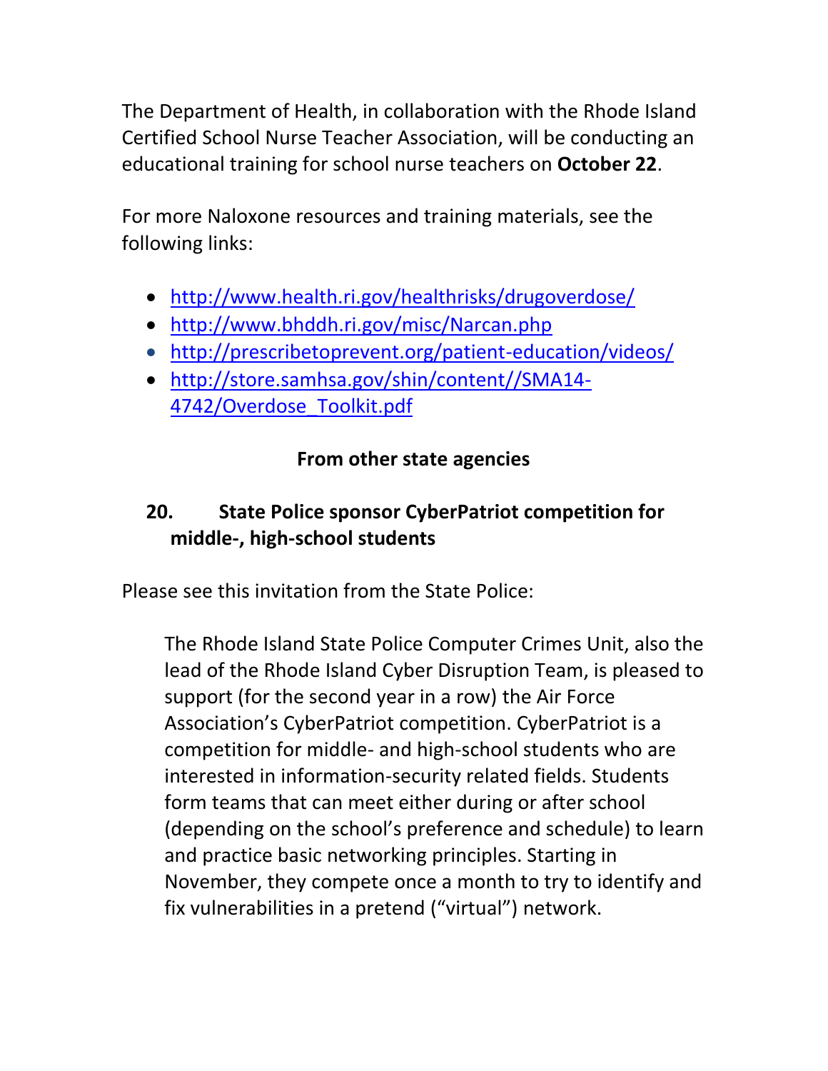The Department of Health, in collaboration with the Rhode Island Certified School Nurse Teacher Association, will be conducting an educational training for school nurse teachers on **October 22**.

For more Naloxone resources and training materials, see the following links:

- http://www.health.ri.gov/healthrisks/drugoverdose/
- http://www.bhddh.ri.gov/misc/Narcan.php
- http://prescribetoprevent.org/patient-education/videos/
- http://store.samhsa.gov/shin/content//SMA14-4742/Overdose_Toolkit.pdf

**From other state agencies**

## 20. State Police sponsor CyberPatriot competition for middle-, high-school students

Please see this invitation from the State Police:

> The Rhode Island State Police Computer Crimes Unit, also the lead of the Rhode Island Cyber Disruption Team, is pleased to support (for the second year in a row) the Air Force Association's CyberPatriot competition. CyberPatriot is a competition for middle- and high-school students who are interested in information-security related fields. Students form teams that can meet either during or after school (depending on the school's preference and schedule) to learn and practice basic networking principles. Starting in November, they compete once a month to try to identify and fix vulnerabilities in a pretend ("virtual") network.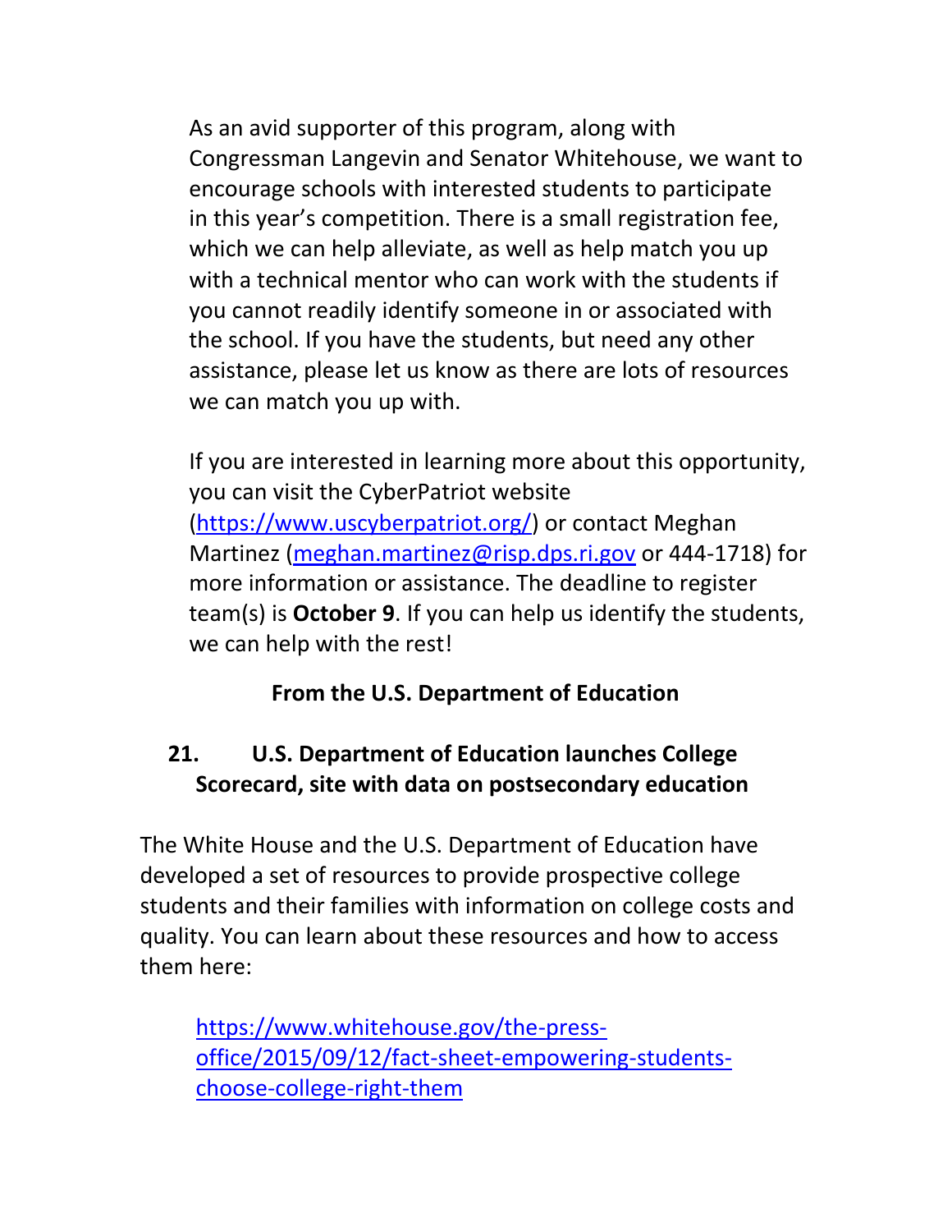As an avid supporter of this program, along with Congressman Langevin and Senator Whitehouse, we want to encourage schools with interested students to participate in this year's competition. There is a small registration fee, which we can help alleviate, as well as help match you up with a technical mentor who can work with the students if you cannot readily identify someone in or associated with the school. If you have the students, but need any other assistance, please let us know as there are lots of resources we can match you up with.

If you are interested in learning more about this opportunity, you can visit the CyberPatriot website (https://www.uscyberpatriot.org/) or contact Meghan Martinez (meghan.martinez@risp.dps.ri.gov or 444-1718) for more information or assistance. The deadline to register team(s) is **October 9**. If you can help us identify the students, we can help with the rest!

**From the U.S. Department of Education**

## 21. U.S. Department of Education launches College Scorecard, site with data on postsecondary education

The White House and the U.S. Department of Education have developed a set of resources to provide prospective college students and their families with information on college costs and quality. You can learn about these resources and how to access them here:

https://www.whitehouse.gov/the-press-office/2015/09/12/fact-sheet-empowering-students-choose-college-right-them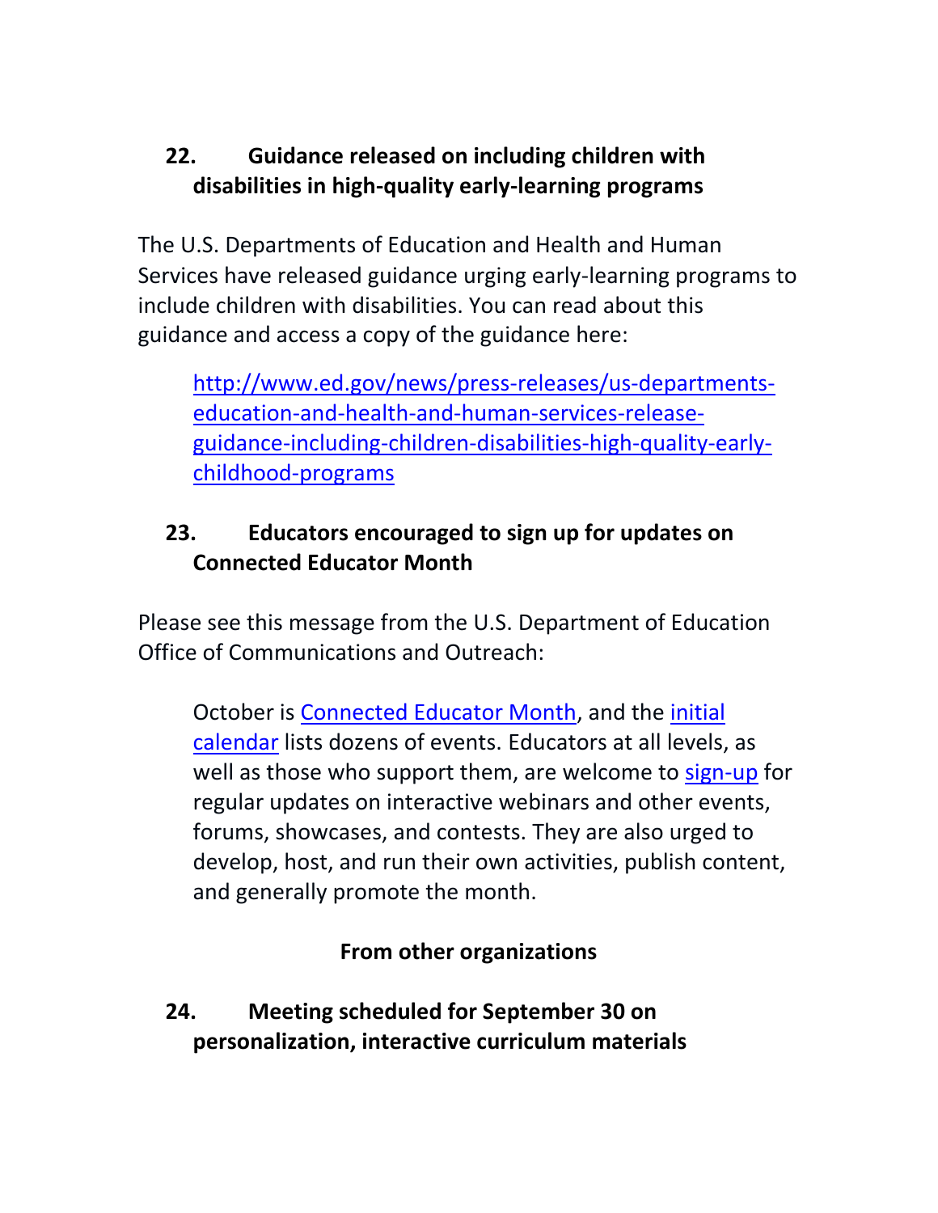### 22. Guidance released on including children with disabilities in high-quality early-learning programs

The U.S. Departments of Education and Health and Human Services have released guidance urging early-learning programs to include children with disabilities. You can read about this guidance and access a copy of the guidance here:

> http://www.ed.gov/news/press-releases/us-departments-education-and-health-and-human-services-release-guidance-including-children-disabilities-high-quality-early-childhood-programs

### 23. Educators encouraged to sign up for updates on Connected Educator Month

Please see this message from the U.S. Department of Education Office of Communications and Outreach:

> October is Connected Educator Month, and the initial calendar lists dozens of events. Educators at all levels, as well as those who support them, are welcome to sign-up for regular updates on interactive webinars and other events, forums, showcases, and contests. They are also urged to develop, host, and run their own activities, publish content, and generally promote the month.

## From other organizations

### 24. Meeting scheduled for September 30 on personalization, interactive curriculum materials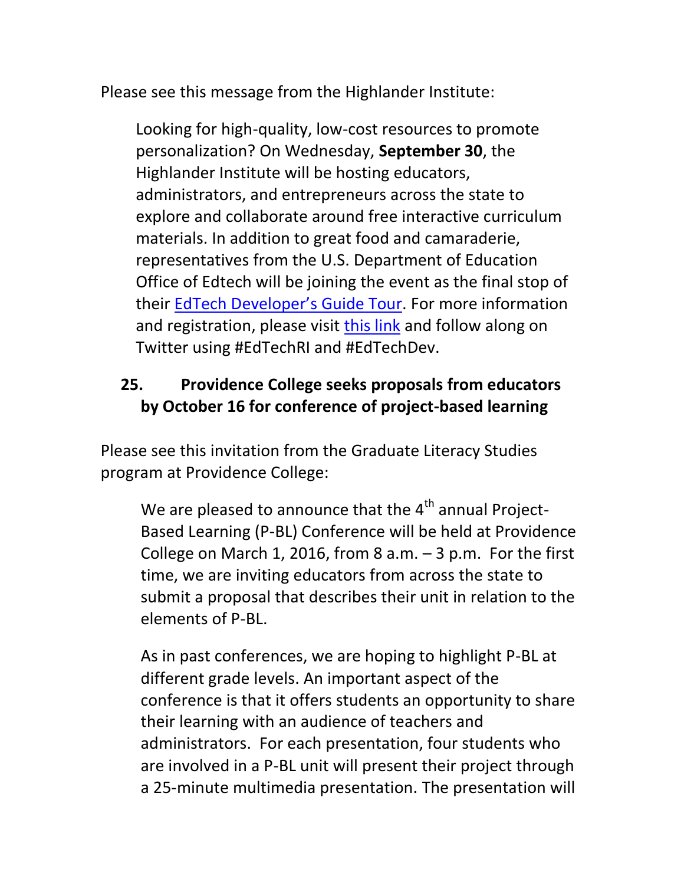Please see this message from the Highlander Institute:

> Looking for high-quality, low-cost resources to promote personalization? On Wednesday, **September 30**, the Highlander Institute will be hosting educators, administrators, and entrepreneurs across the state to explore and collaborate around free interactive curriculum materials. In addition to great food and camaraderie, representatives from the U.S. Department of Education Office of Edtech will be joining the event as the final stop of their EdTech Developer's Guide Tour. For more information and registration, please visit this link and follow along on Twitter using #EdTechRI and #EdTechDev.

### 25. Providence College seeks proposals from educators by October 16 for conference of project-based learning

Please see this invitation from the Graduate Literacy Studies program at Providence College:

> We are pleased to announce that the 4th annual Project-Based Learning (P-BL) Conference will be held at Providence College on March 1, 2016, from 8 a.m. – 3 p.m. For the first time, we are inviting educators from across the state to submit a proposal that describes their unit in relation to the elements of P-BL.
>
> As in past conferences, we are hoping to highlight P-BL at different grade levels. An important aspect of the conference is that it offers students an opportunity to share their learning with an audience of teachers and administrators. For each presentation, four students who are involved in a P-BL unit will present their project through a 25-minute multimedia presentation. The presentation will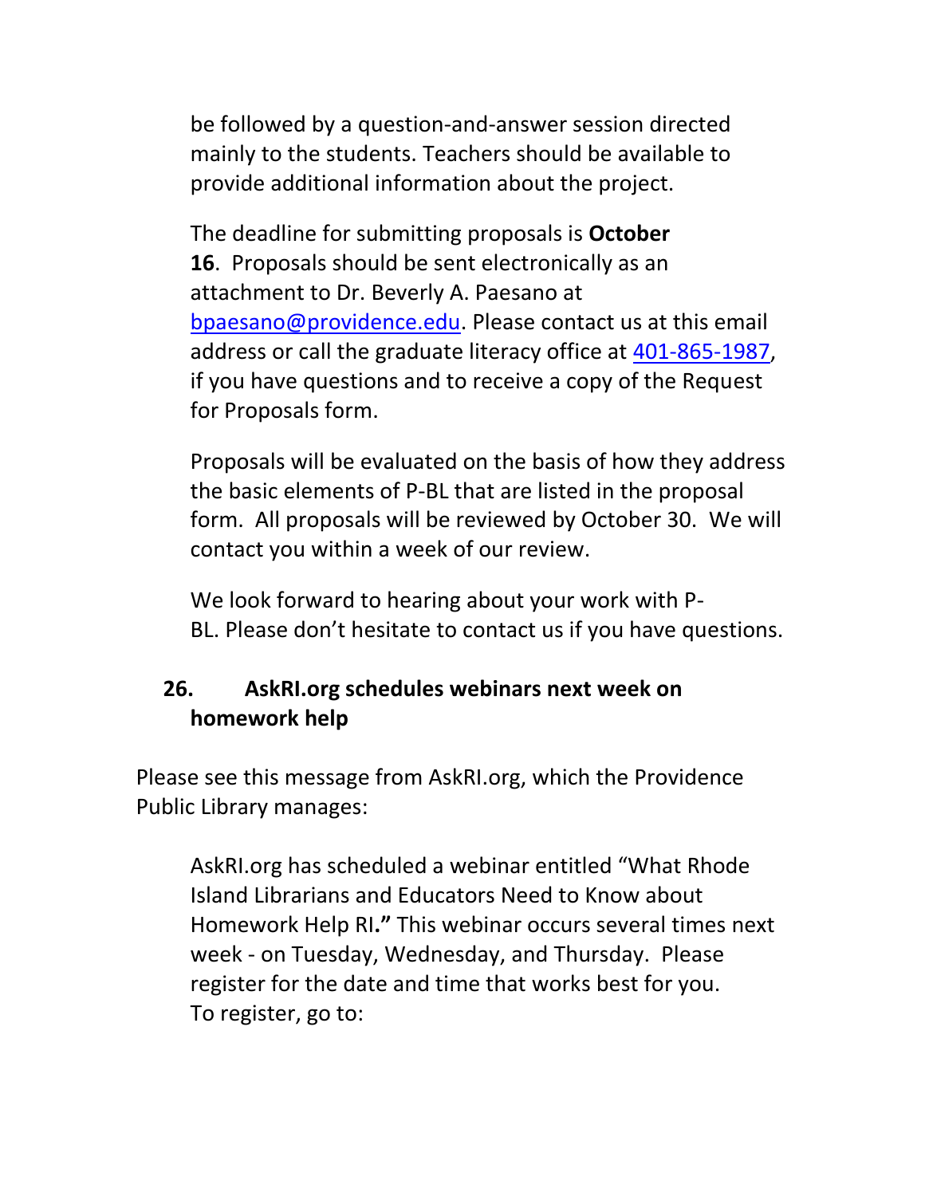be followed by a question-and-answer session directed mainly to the students. Teachers should be available to provide additional information about the project.

The deadline for submitting proposals is **October 16**. Proposals should be sent electronically as an attachment to Dr. Beverly A. Paesano at bpaesano@providence.edu. Please contact us at this email address or call the graduate literacy office at 401-865-1987, if you have questions and to receive a copy of the Request for Proposals form.

Proposals will be evaluated on the basis of how they address the basic elements of P-BL that are listed in the proposal form. All proposals will be reviewed by October 30. We will contact you within a week of our review.

We look forward to hearing about your work with P-BL. Please don't hesitate to contact us if you have questions.

## 26. AskRI.org schedules webinars next week on homework help

Please see this message from AskRI.org, which the Providence Public Library manages:

AskRI.org has scheduled a webinar entitled "What Rhode Island Librarians and Educators Need to Know about Homework Help RI**."** This webinar occurs several times next week - on Tuesday, Wednesday, and Thursday. Please register for the date and time that works best for you. To register, go to: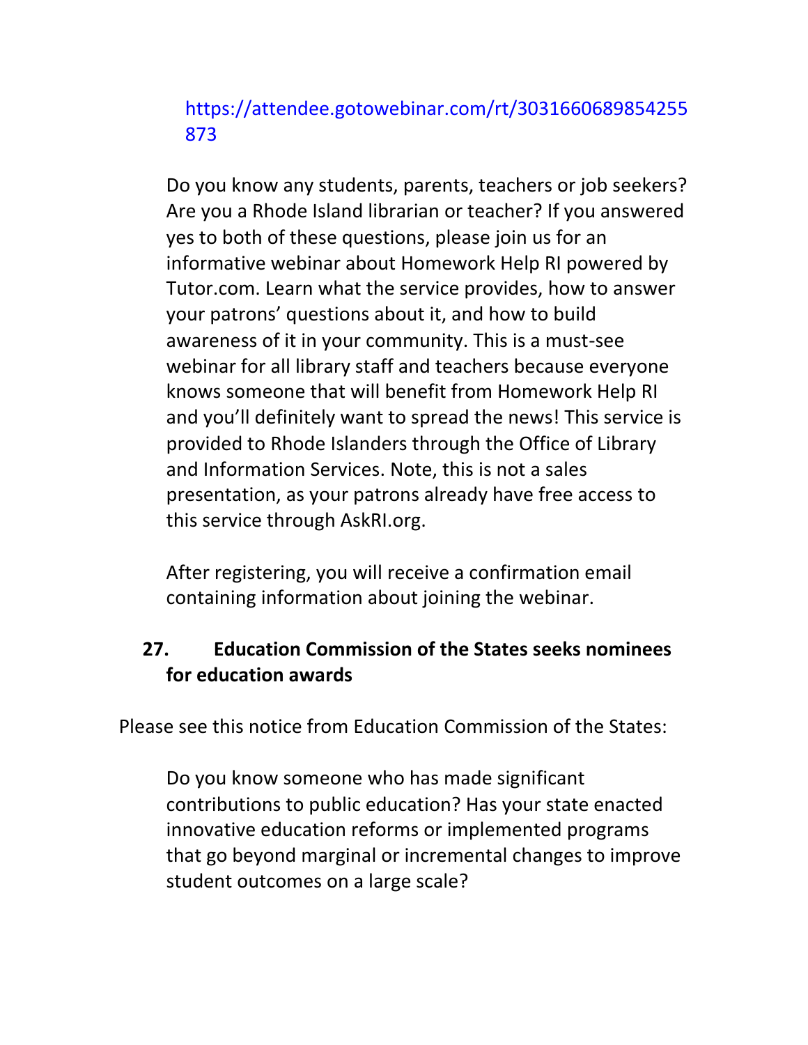https://attendee.gotowebinar.com/rt/3031660689854255873

Do you know any students, parents, teachers or job seekers? Are you a Rhode Island librarian or teacher? If you answered yes to both of these questions, please join us for an informative webinar about Homework Help RI powered by Tutor.com. Learn what the service provides, how to answer your patrons' questions about it, and how to build awareness of it in your community. This is a must-see webinar for all library staff and teachers because everyone knows someone that will benefit from Homework Help RI and you'll definitely want to spread the news! This service is provided to Rhode Islanders through the Office of Library and Information Services. Note, this is not a sales presentation, as your patrons already have free access to this service through AskRI.org.

After registering, you will receive a confirmation email containing information about joining the webinar.

**27. Education Commission of the States seeks nominees for education awards**

Please see this notice from Education Commission of the States:

Do you know someone who has made significant contributions to public education? Has your state enacted innovative education reforms or implemented programs that go beyond marginal or incremental changes to improve student outcomes on a large scale?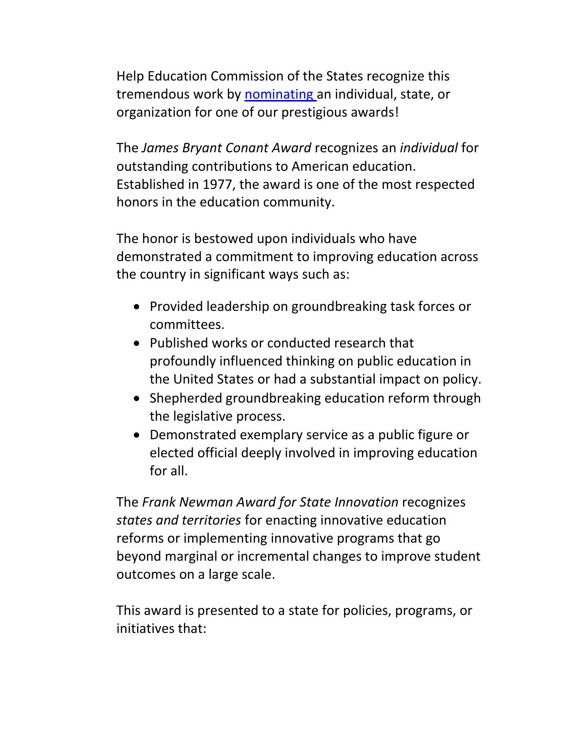Help Education Commission of the States recognize this tremendous work by nominating an individual, state, or organization for one of our prestigious awards!

The *James Bryant Conant Award* recognizes an *individual* for outstanding contributions to American education. Established in 1977, the award is one of the most respected honors in the education community.

The honor is bestowed upon individuals who have demonstrated a commitment to improving education across the country in significant ways such as:

- Provided leadership on groundbreaking task forces or committees.
- Published works or conducted research that profoundly influenced thinking on public education in the United States or had a substantial impact on policy.
- Shepherded groundbreaking education reform through the legislative process.
- Demonstrated exemplary service as a public figure or elected official deeply involved in improving education for all.

The *Frank Newman Award for State Innovation* recognizes *states and territories* for enacting innovative education reforms or implementing innovative programs that go beyond marginal or incremental changes to improve student outcomes on a large scale.

This award is presented to a state for policies, programs, or initiatives that: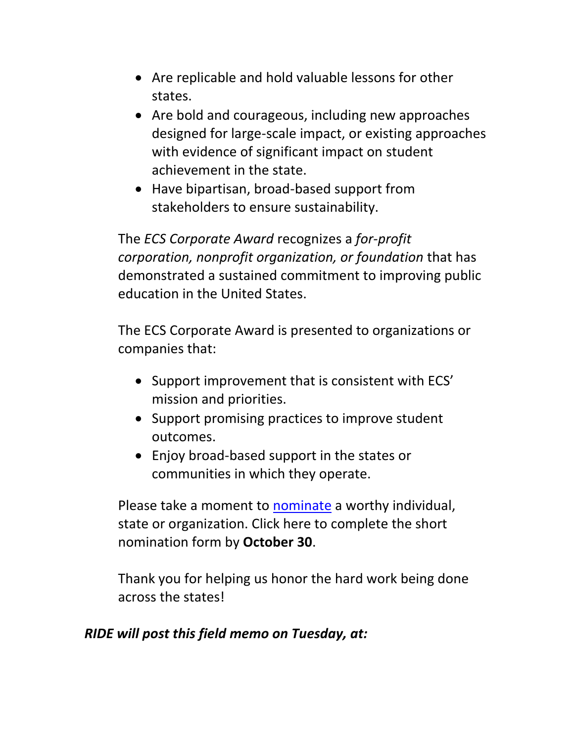- Are replicable and hold valuable lessons for other states.
- Are bold and courageous, including new approaches designed for large-scale impact, or existing approaches with evidence of significant impact on student achievement in the state.
- Have bipartisan, broad-based support from stakeholders to ensure sustainability.

The *ECS Corporate Award* recognizes a *for-profit corporation, nonprofit organization, or foundation* that has demonstrated a sustained commitment to improving public education in the United States.

The ECS Corporate Award is presented to organizations or companies that:

- Support improvement that is consistent with ECS' mission and priorities.
- Support promising practices to improve student outcomes.
- Enjoy broad-based support in the states or communities in which they operate.

Please take a moment to nominate a worthy individual, state or organization. Click here to complete the short nomination form by **October 30**.

Thank you for helping us honor the hard work being done across the states!

***RIDE will post this field memo on Tuesday, at:***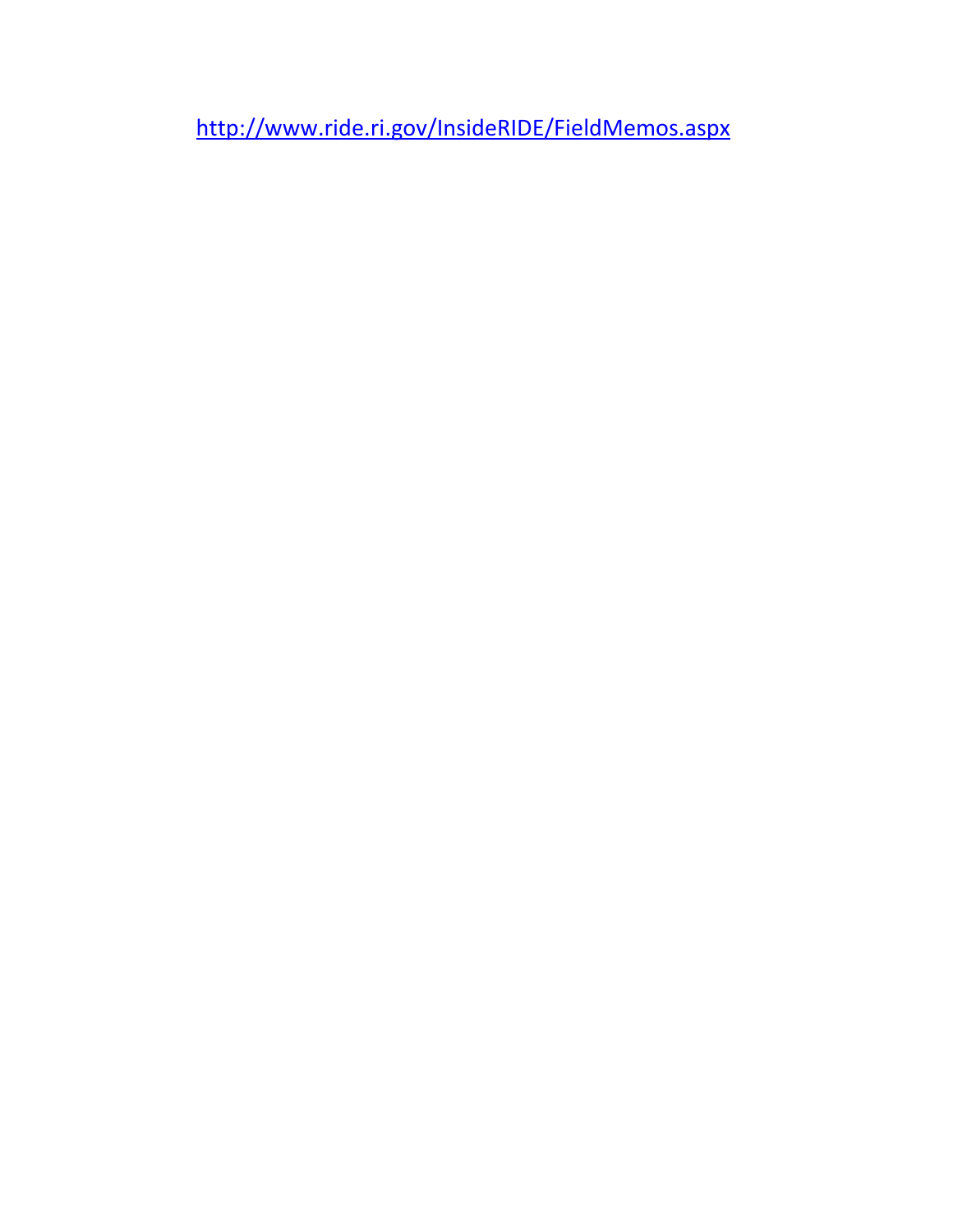http://www.ride.ri.gov/InsideRIDE/FieldMemos.aspx